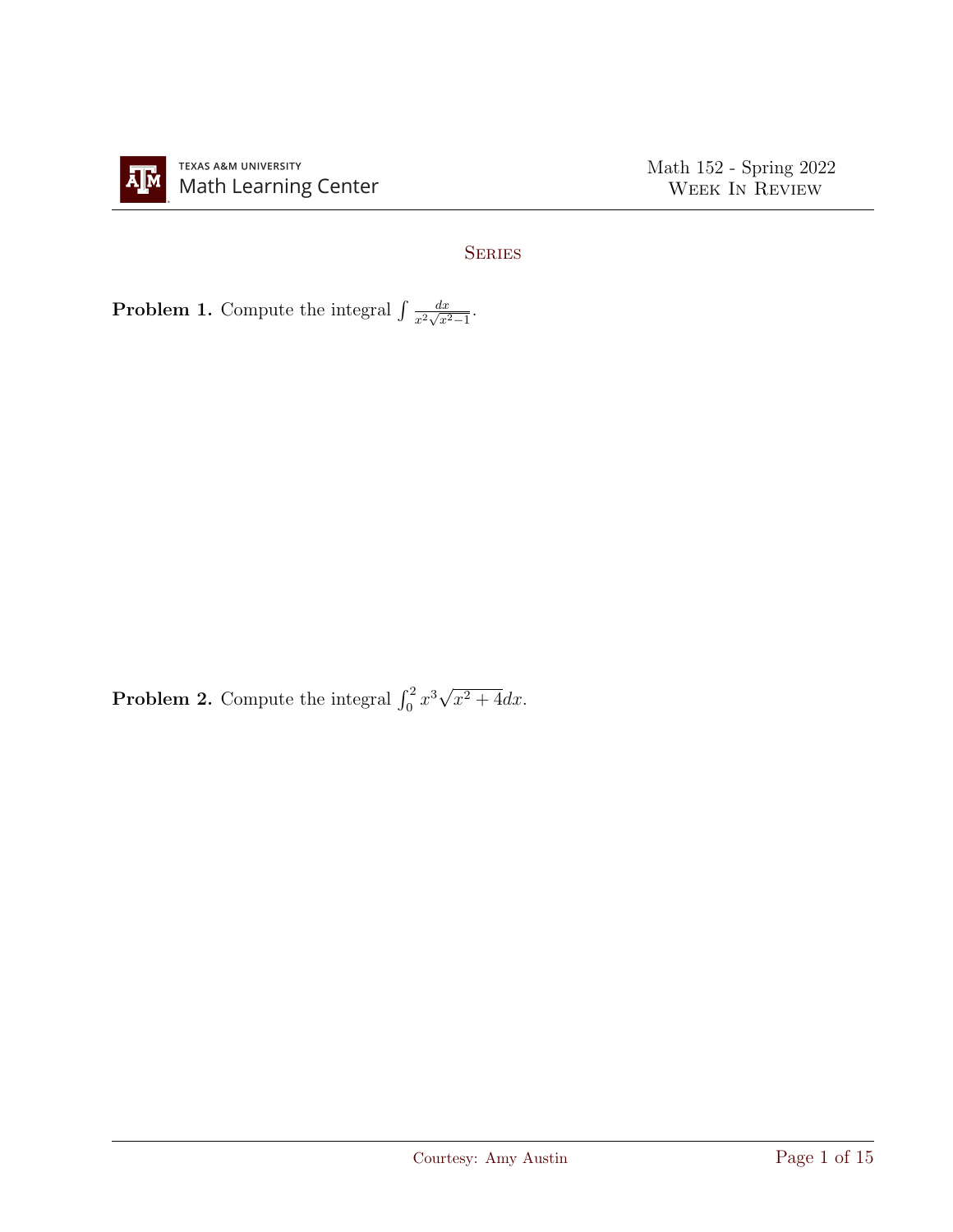## Series

**Problem 1.** Compute the integral $\int \frac{dx}{x^2\sqrt{x^2-1}}$.

**Problem 2.** Compute the integral $\int_0^2 x^3\sqrt{x^2+4}dx$.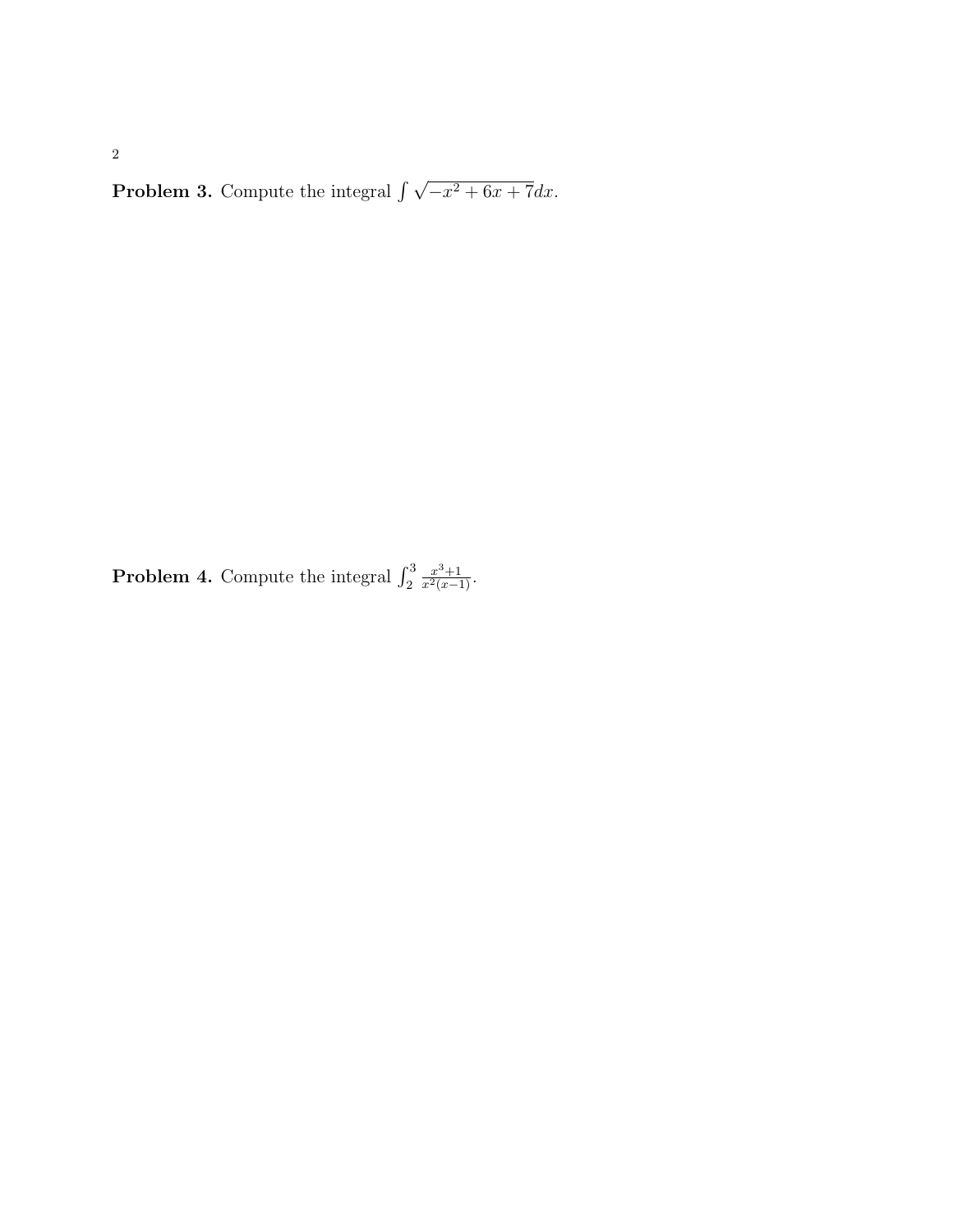**Problem 3.** Compute the integral $\int \sqrt{-x^2 + 6x + 7}dx$.

**Problem 4.** Compute the integral $\int_2^3 \frac{x^3+1}{x^2(x-1)}$.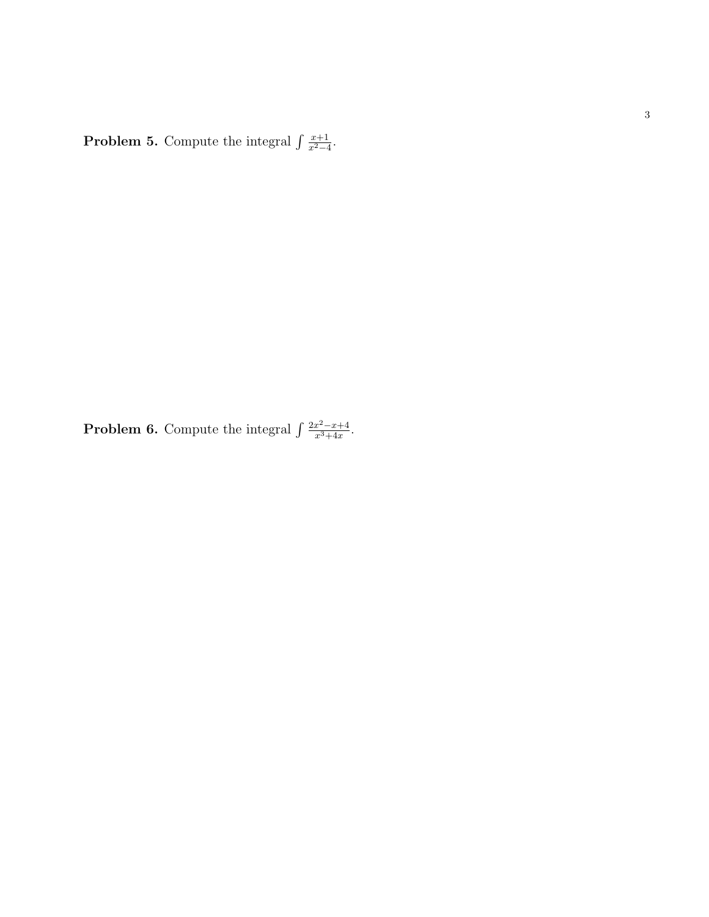**Problem 5.** Compute the integral $\int \frac{x+1}{x^2-4}$.

**Problem 6.** Compute the integral $\int \frac{2x^2-x+4}{x^3+4x}$.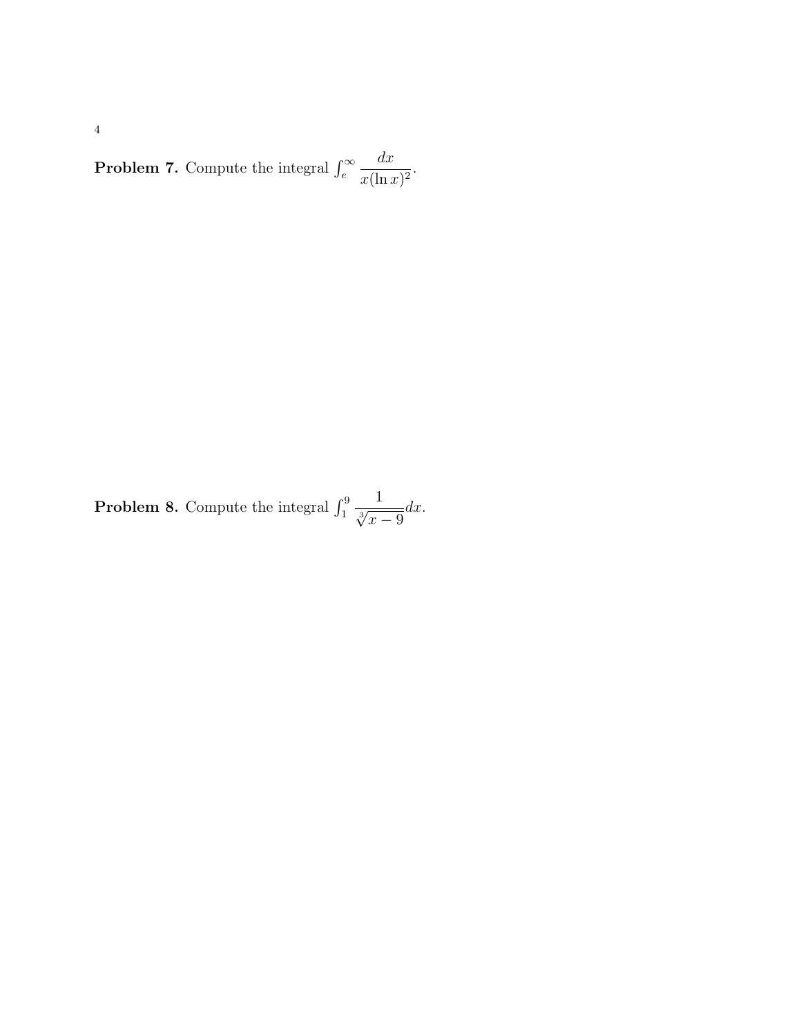**Problem 7.** Compute the integral $\int_e^\infty \dfrac{dx}{x(\ln x)^2}$.

**Problem 8.** Compute the integral $\int_1^9 \dfrac{1}{\sqrt[3]{x-9}}dx$.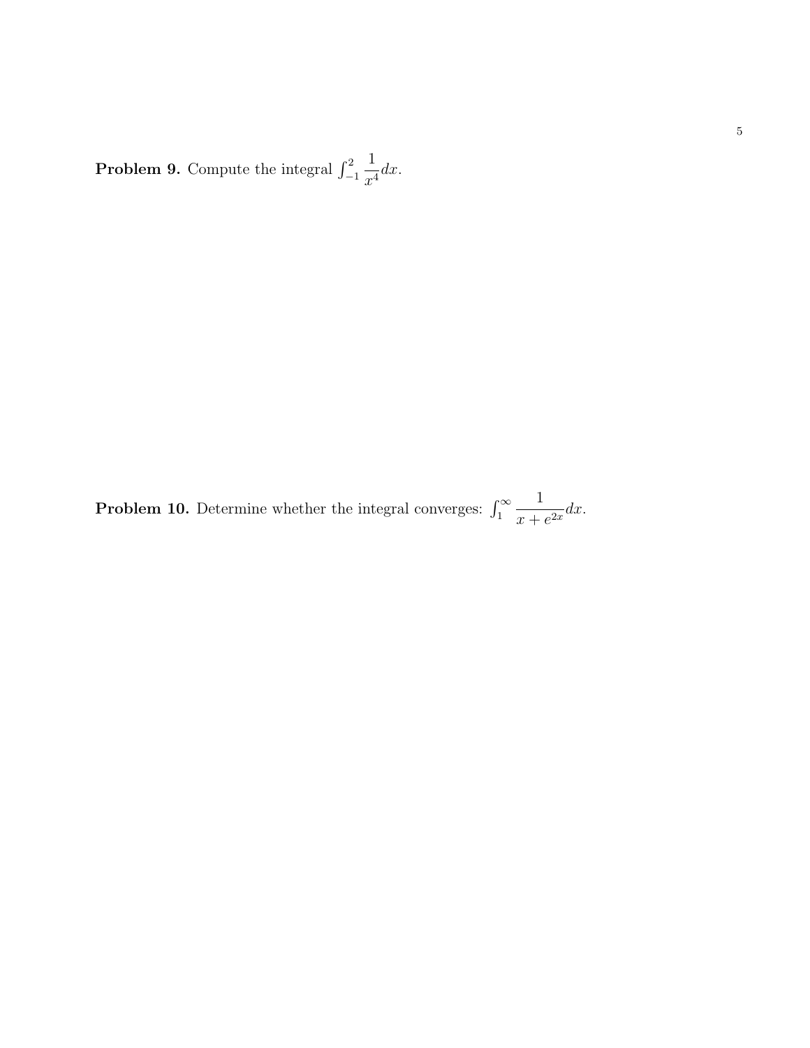**Problem 9.** Compute the integral $\int_{-1}^{2} \frac{1}{x^4} dx$.

**Problem 10.** Determine whether the integral converges: $\int_{1}^{\infty} \frac{1}{x + e^{2x}} dx$.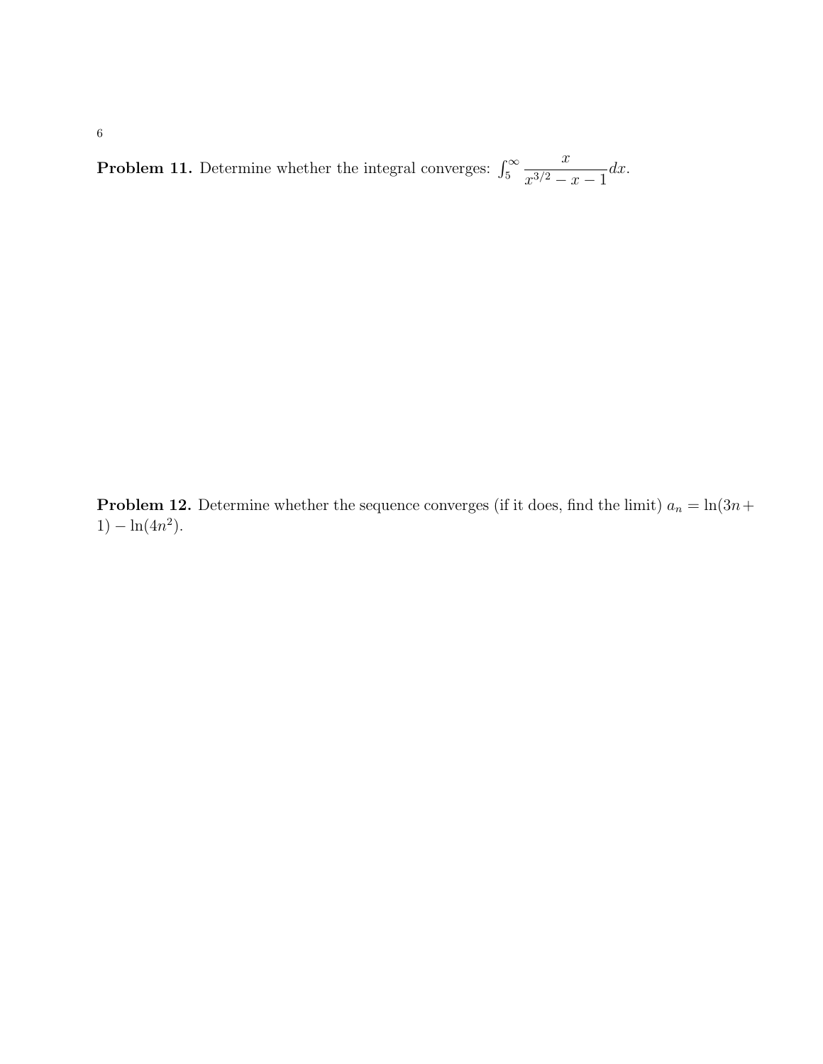**Problem 11.** Determine whether the integral converges: $\int_5^\infty \frac{x}{x^{3/2} - x - 1} dx$.

**Problem 12.** Determine whether the sequence converges (if it does, find the limit) $a_n = \ln(3n + 1) - \ln(4n^2)$.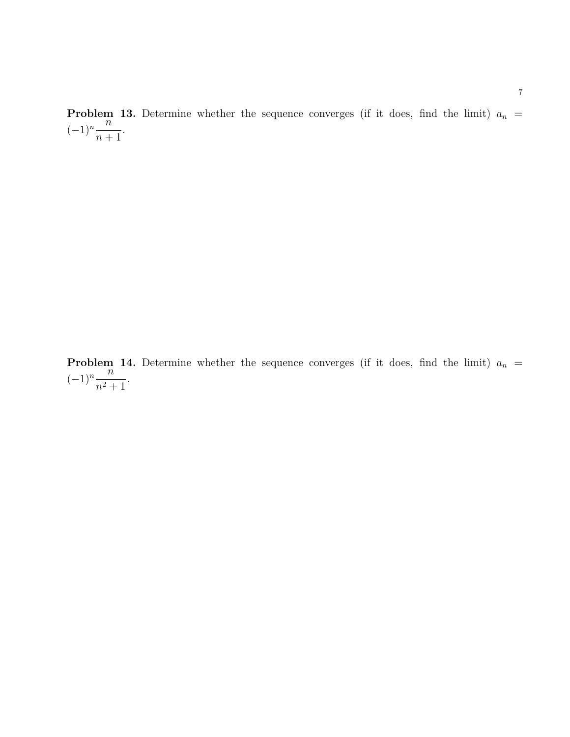**Problem 13.** Determine whether the sequence converges (if it does, find the limit) $a_n = (-1)^n \dfrac{n}{n+1}$.

**Problem 14.** Determine whether the sequence converges (if it does, find the limit) $a_n = (-1)^n \dfrac{n}{n^2+1}$.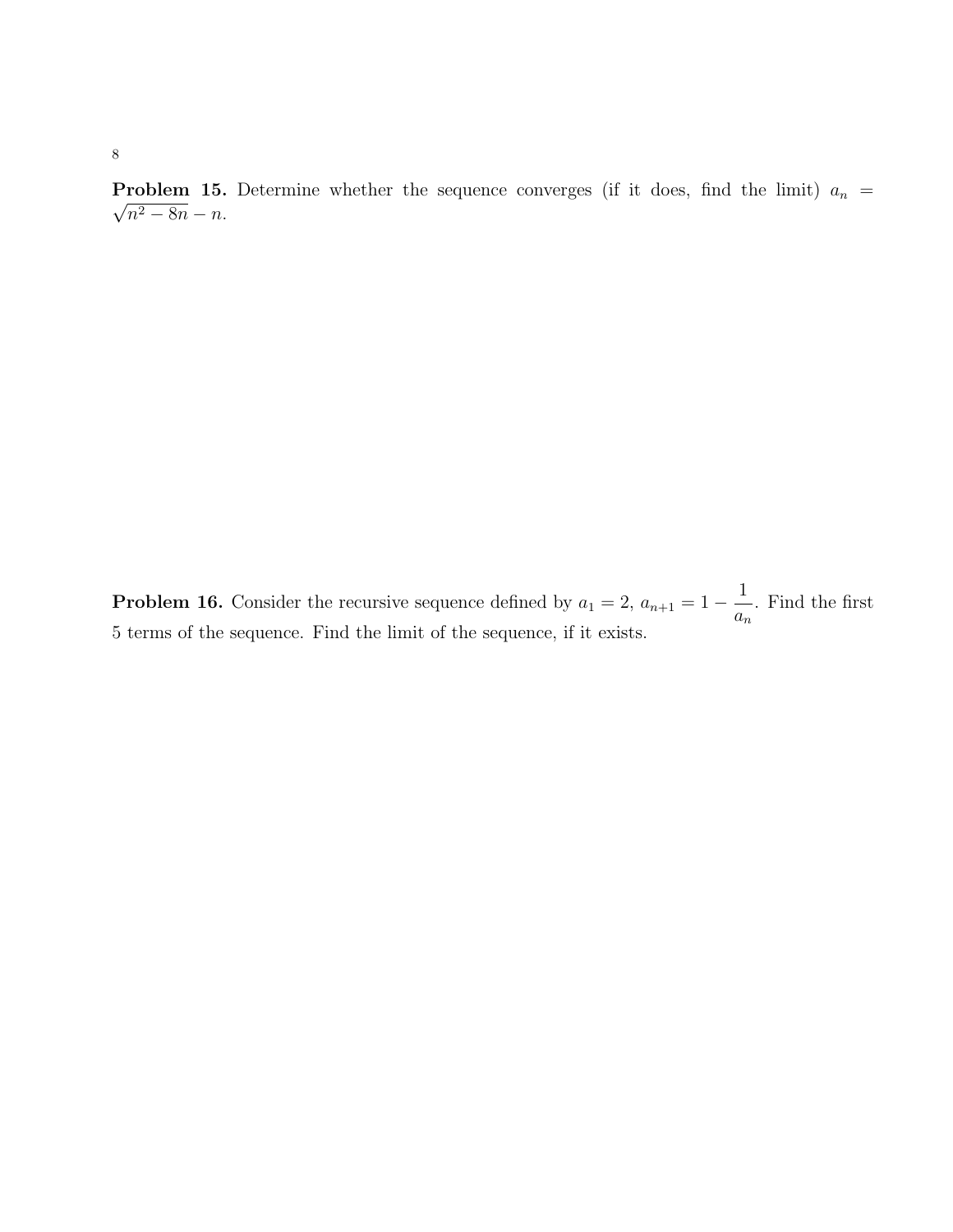**Problem 15.** Determine whether the sequence converges (if it does, find the limit) $a_n = \sqrt{n^2 - 8n} - n$.

**Problem 16.** Consider the recursive sequence defined by $a_1 = 2$, $a_{n+1} = 1 - \dfrac{1}{a_n}$. Find the first 5 terms of the sequence. Find the limit of the sequence, if it exists.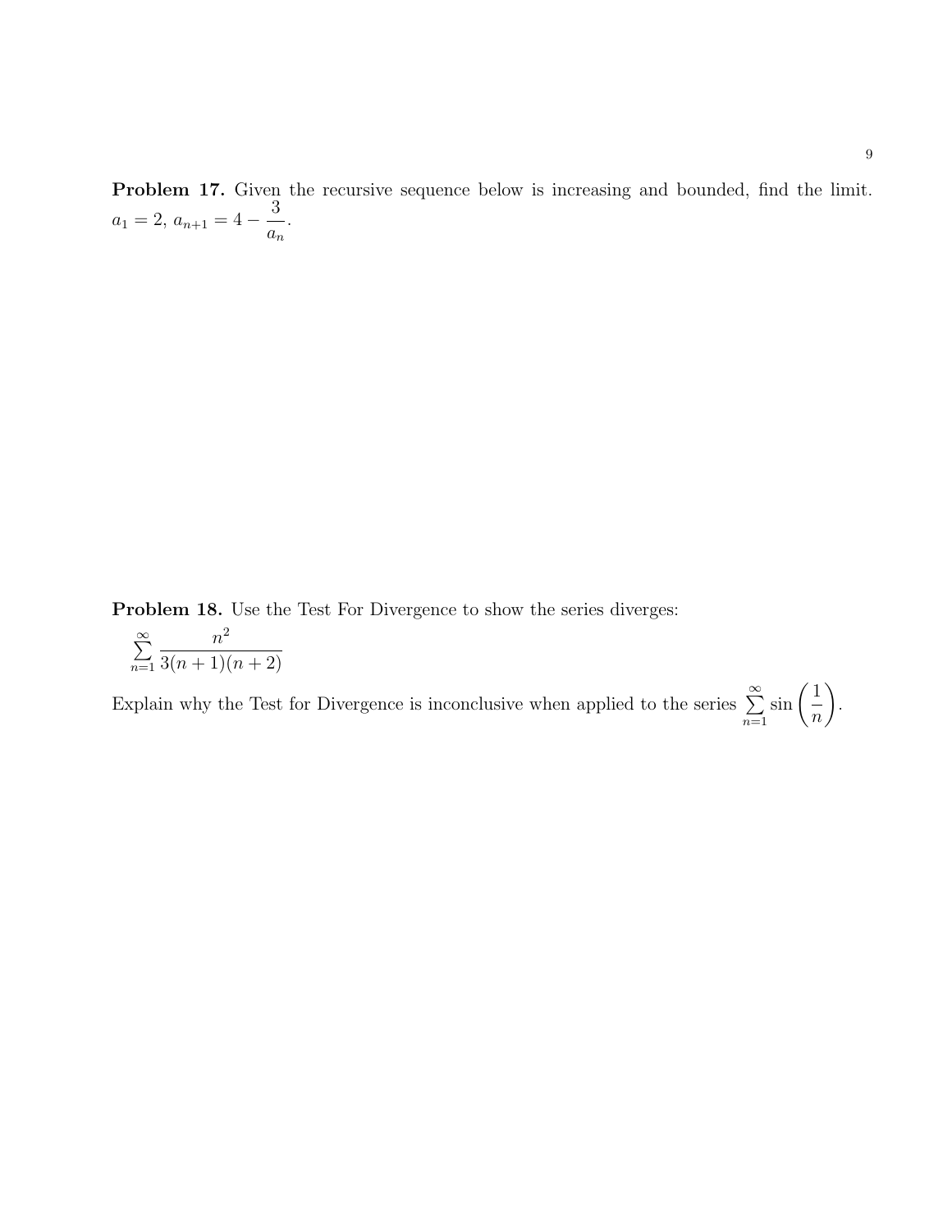**Problem 17.** Given the recursive sequence below is increasing and bounded, find the limit. $a_1 = 2$, $a_{n+1} = 4 - \dfrac{3}{a_n}$.

**Problem 18.** Use the Test For Divergence to show the series diverges:

$$\sum_{n=1}^{\infty} \frac{n^2}{3(n+1)(n+2)}$$

Explain why the Test for Divergence is inconclusive when applied to the series $\sum_{n=1}^{\infty} \sin\left(\dfrac{1}{n}\right)$.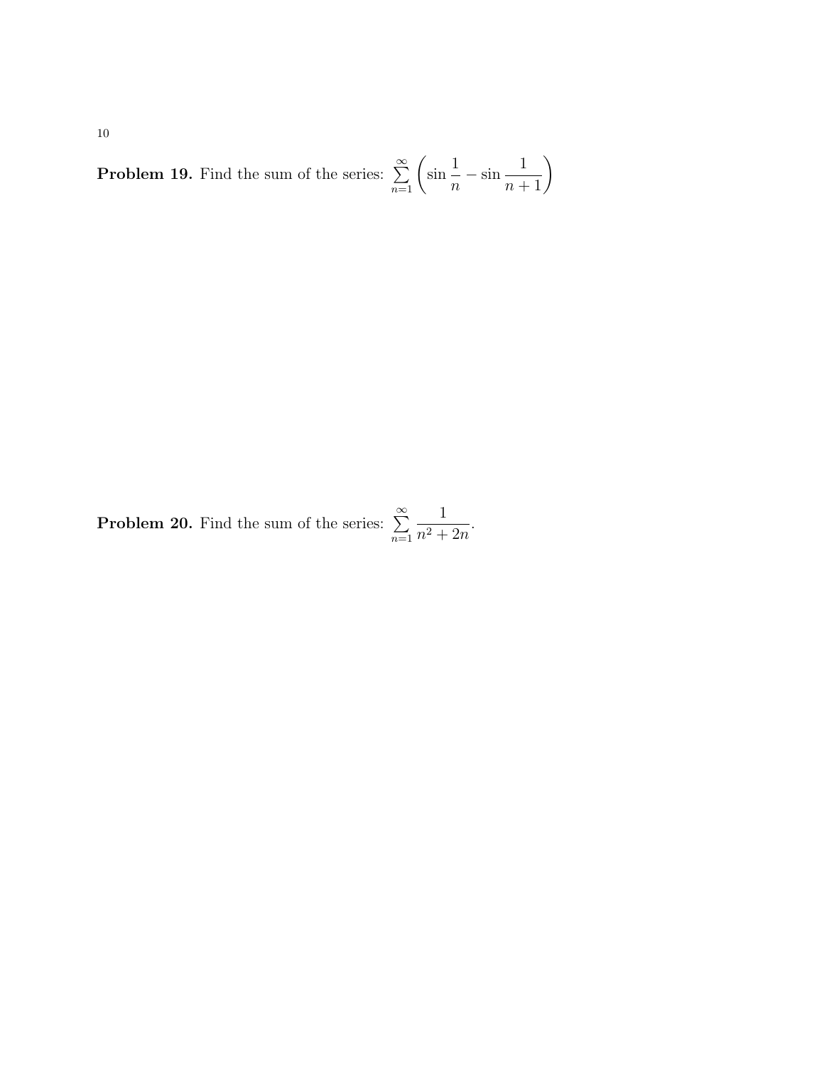**Problem 19.** Find the sum of the series: $\sum_{n=1}^{\infty}\left(\sin\frac{1}{n}-\sin\frac{1}{n+1}\right)$

**Problem 20.** Find the sum of the series: $\sum_{n=1}^{\infty}\frac{1}{n^2+2n}$.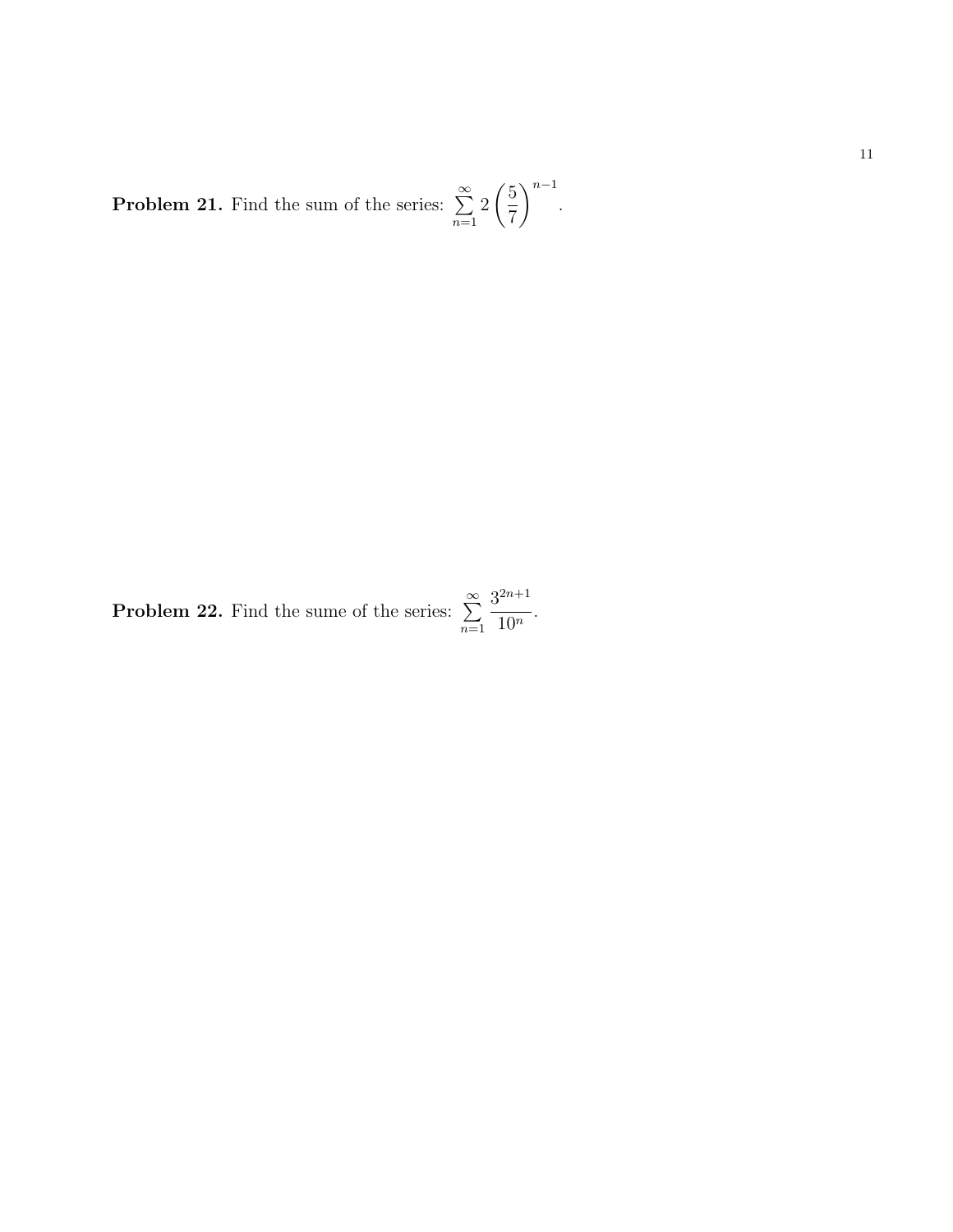**Problem 21.** Find the sum of the series: $\sum_{n=1}^{\infty} 2\left(\frac{5}{7}\right)^{n-1}$.

**Problem 22.** Find the sume of the series: $\sum_{n=1}^{\infty} \frac{3^{2n+1}}{10^n}$.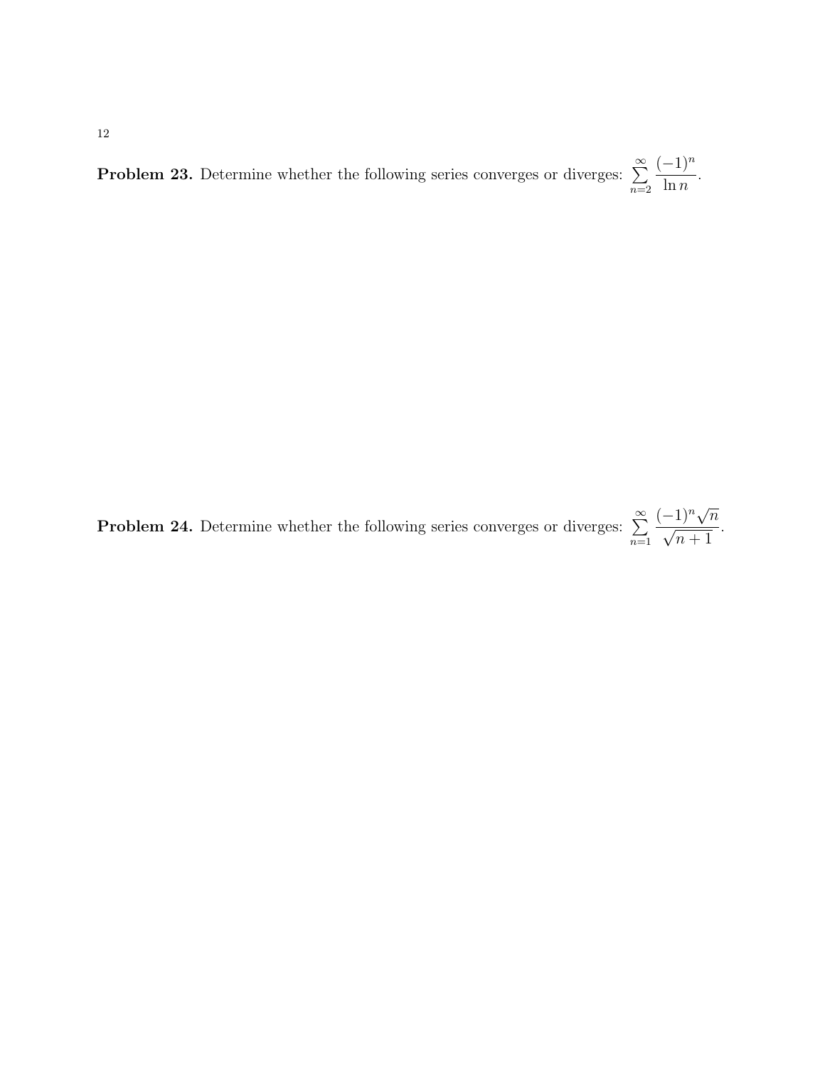**Problem 23.** Determine whether the following series converges or diverges: $\sum_{n=2}^{\infty} \frac{(-1)^n}{\ln n}$.

**Problem 24.** Determine whether the following series converges or diverges: $\sum_{n=1}^{\infty} \frac{(-1)^n \sqrt{n}}{\sqrt{n+1}}$.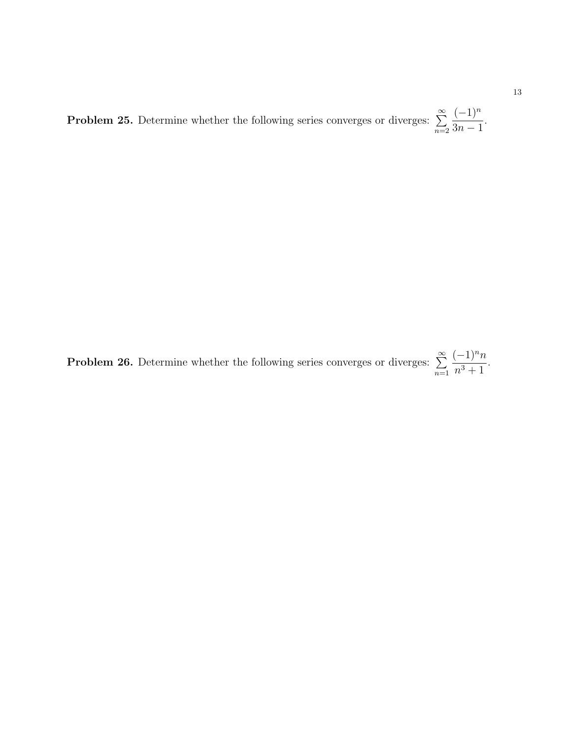**Problem 25.** Determine whether the following series converges or diverges: $\sum_{n=2}^{\infty} \frac{(-1)^n}{3n-1}$.

**Problem 26.** Determine whether the following series converges or diverges: $\sum_{n=1}^{\infty} \frac{(-1)^n n}{n^3+1}$.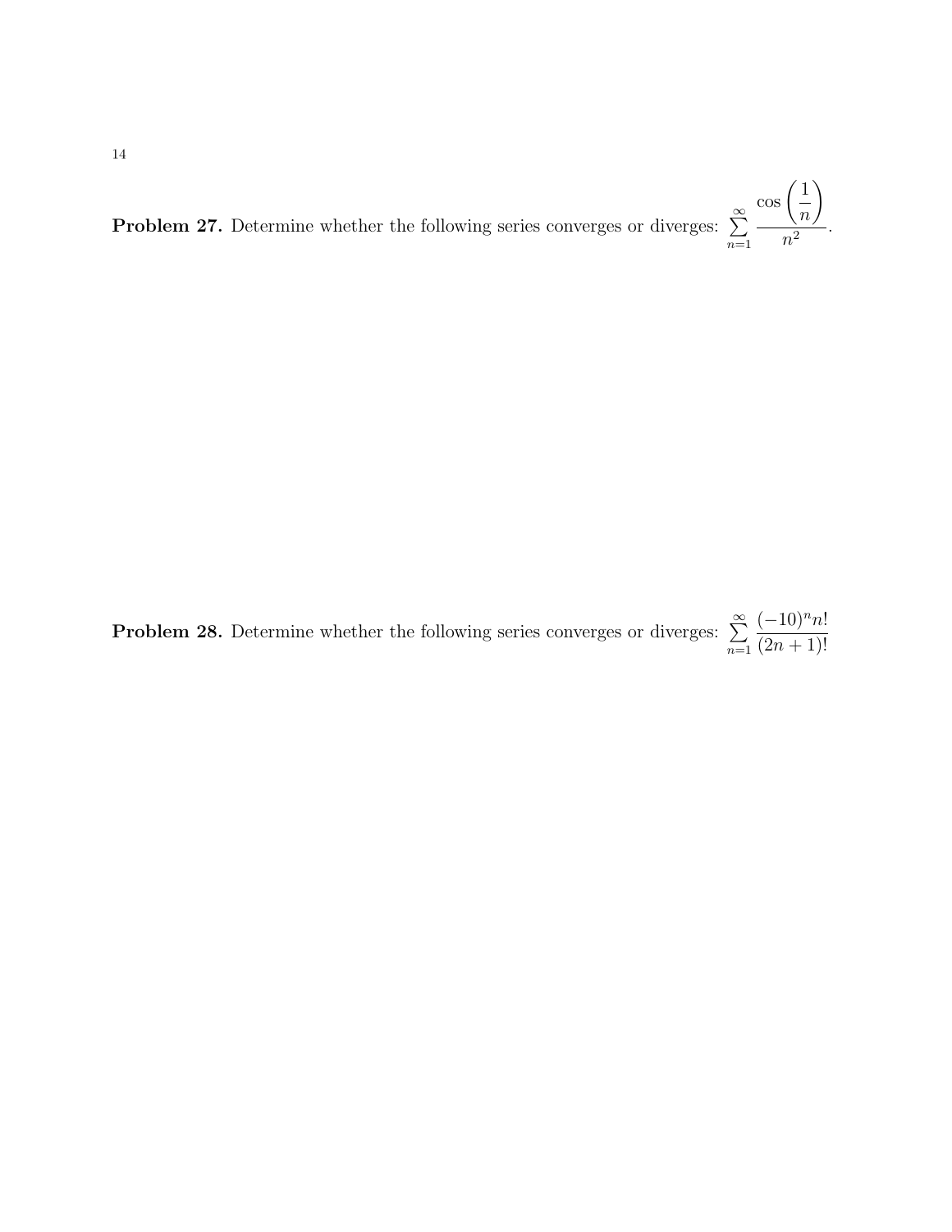**Problem 27.** Determine whether the following series converges or diverges: $\sum_{n=1}^{\infty} \frac{\cos\left(\frac{1}{n}\right)}{n^2}$.

**Problem 28.** Determine whether the following series converges or diverges: $\sum_{n=1}^{\infty} \frac{(-10)^n n!}{(2n+1)!}$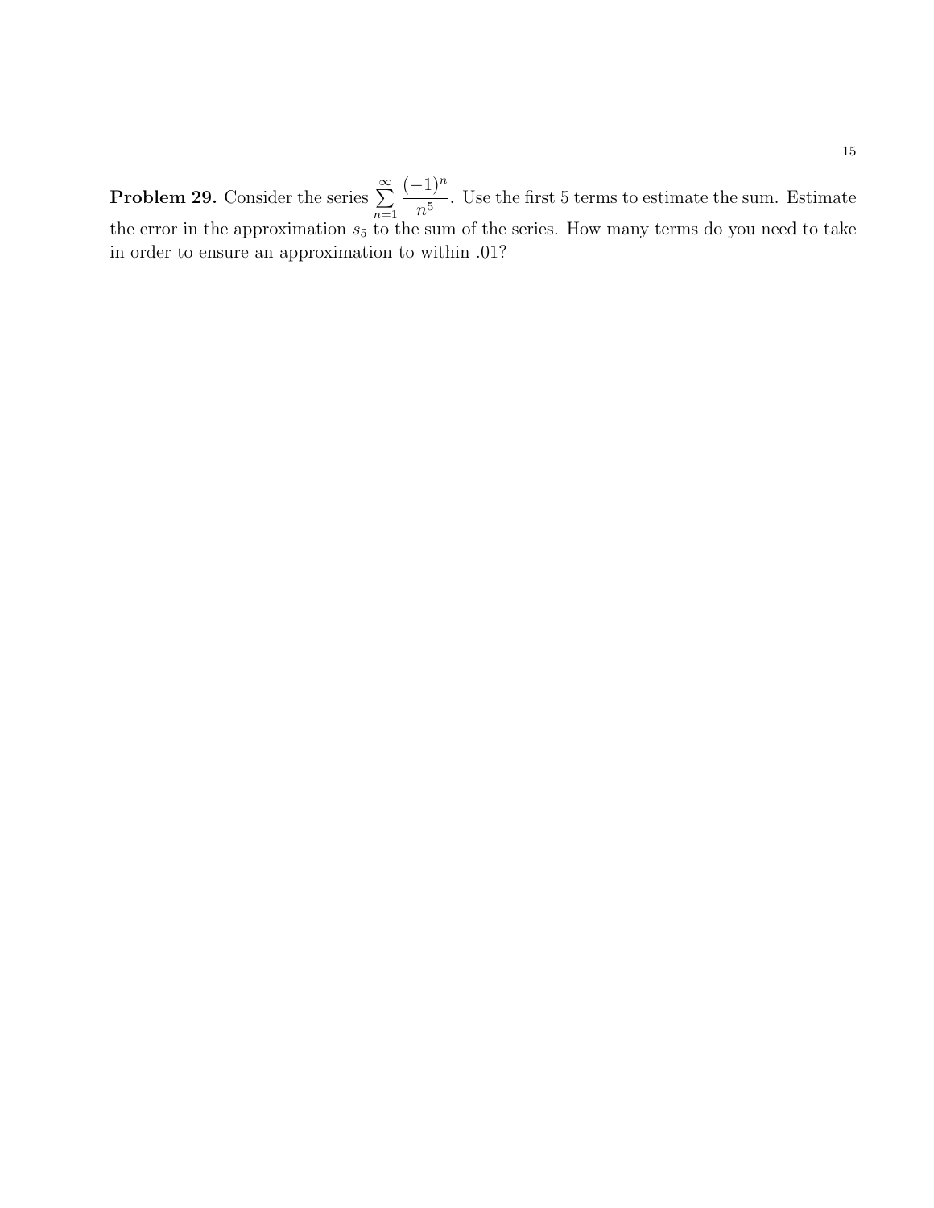**Problem 29.** Consider the series $\sum_{n=1}^{\infty} \frac{(-1)^n}{n^5}$. Use the first 5 terms to estimate the sum. Estimate the error in the approximation $s_5$ to the sum of the series. How many terms do you need to take in order to ensure an approximation to within .01?